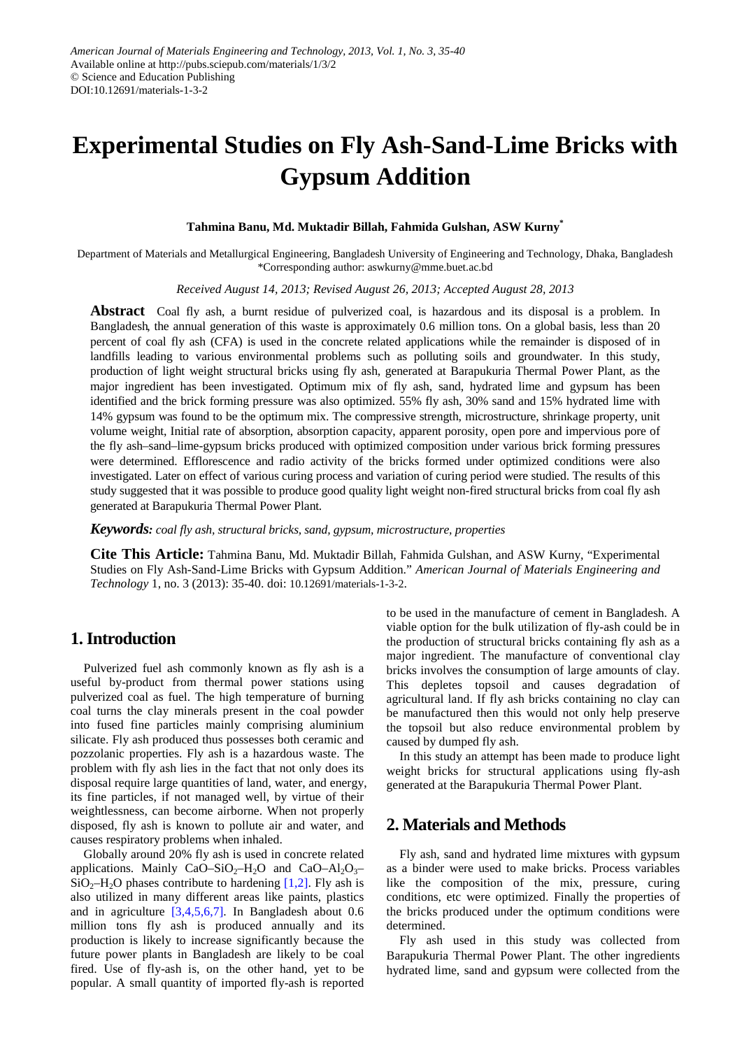# Experimental Studies on Fly Ash-Sand-Lime Bricks with Gypsum Addition

**Tahmina Banu, Md. Muktadir Billah, Fahmida Gulshan, ASW Kurny***

Department of Materials and Metallurgical Engineering, Bangladesh University of Engineering and Technology, Dhaka, Bangladesh
*Corresponding author: aswkurny@mme.buet.ac.bd

*Received August 14, 2013; Revised August 26, 2013; Accepted August 28, 2013*

**Abstract** Coal fly ash, a burnt residue of pulverized coal, is hazardous and its disposal is a problem. In Bangladesh, the annual generation of this waste is approximately 0.6 million tons. On a global basis, less than 20 percent of coal fly ash (CFA) is used in the concrete related applications while the remainder is disposed of in landfills leading to various environmental problems such as polluting soils and groundwater. In this study, production of light weight structural bricks using fly ash, generated at Barapukuria Thermal Power Plant, as the major ingredient has been investigated. Optimum mix of fly ash, sand, hydrated lime and gypsum has been identified and the brick forming pressure was also optimized. 55% fly ash, 30% sand and 15% hydrated lime with 14% gypsum was found to be the optimum mix. The compressive strength, microstructure, shrinkage property, unit volume weight, Initial rate of absorption, absorption capacity, apparent porosity, open pore and impervious pore of the fly ash–sand–lime-gypsum bricks produced with optimized composition under various brick forming pressures were determined. Efflorescence and radio activity of the bricks formed under optimized conditions were also investigated. Later on effect of various curing process and variation of curing period were studied. The results of this study suggested that it was possible to produce good quality light weight non-fired structural bricks from coal fly ash generated at Barapukuria Thermal Power Plant.

***Keywords:*** *coal fly ash, structural bricks, sand, gypsum, microstructure, properties*

**Cite This Article:** Tahmina Banu, Md. Muktadir Billah, Fahmida Gulshan, and ASW Kurny, "Experimental Studies on Fly Ash-Sand-Lime Bricks with Gypsum Addition." *American Journal of Materials Engineering and Technology* 1, no. 3 (2013): 35-40. doi: 10.12691/materials-1-3-2.

## 1. Introduction

Pulverized fuel ash commonly known as fly ash is a useful by-product from thermal power stations using pulverized coal as fuel. The high temperature of burning coal turns the clay minerals present in the coal powder into fused fine particles mainly comprising aluminium silicate. Fly ash produced thus possesses both ceramic and pozzolanic properties. Fly ash is a hazardous waste. The problem with fly ash lies in the fact that not only does its disposal require large quantities of land, water, and energy, its fine particles, if not managed well, by virtue of their weightlessness, can become airborne. When not properly disposed, fly ash is known to pollute air and water, and causes respiratory problems when inhaled.

Globally around 20% fly ash is used in concrete related applications. Mainly $CaO–SiO_2–H_2O$ and $CaO–Al_2O_3–SiO_2–H_2O$ phases contribute to hardening [1,2]. Fly ash is also utilized in many different areas like paints, plastics and in agriculture [3,4,5,6,7]. In Bangladesh about 0.6 million tons fly ash is produced annually and its production is likely to increase significantly because the future power plants in Bangladesh are likely to be coal fired. Use of fly-ash is, on the other hand, yet to be popular. A small quantity of imported fly-ash is reported to be used in the manufacture of cement in Bangladesh. A viable option for the bulk utilization of fly-ash could be in the production of structural bricks containing fly ash as a major ingredient. The manufacture of conventional clay bricks involves the consumption of large amounts of clay. This depletes topsoil and causes degradation of agricultural land. If fly ash bricks containing no clay can be manufactured then this would not only help preserve the topsoil but also reduce environmental problem by caused by dumped fly ash.

In this study an attempt has been made to produce light weight bricks for structural applications using fly-ash generated at the Barapukuria Thermal Power Plant.

## 2. Materials and Methods

Fly ash, sand and hydrated lime mixtures with gypsum as a binder were used to make bricks. Process variables like the composition of the mix, pressure, curing conditions, etc were optimized. Finally the properties of the bricks produced under the optimum conditions were determined.

Fly ash used in this study was collected from Barapukuria Thermal Power Plant. The other ingredients hydrated lime, sand and gypsum were collected from the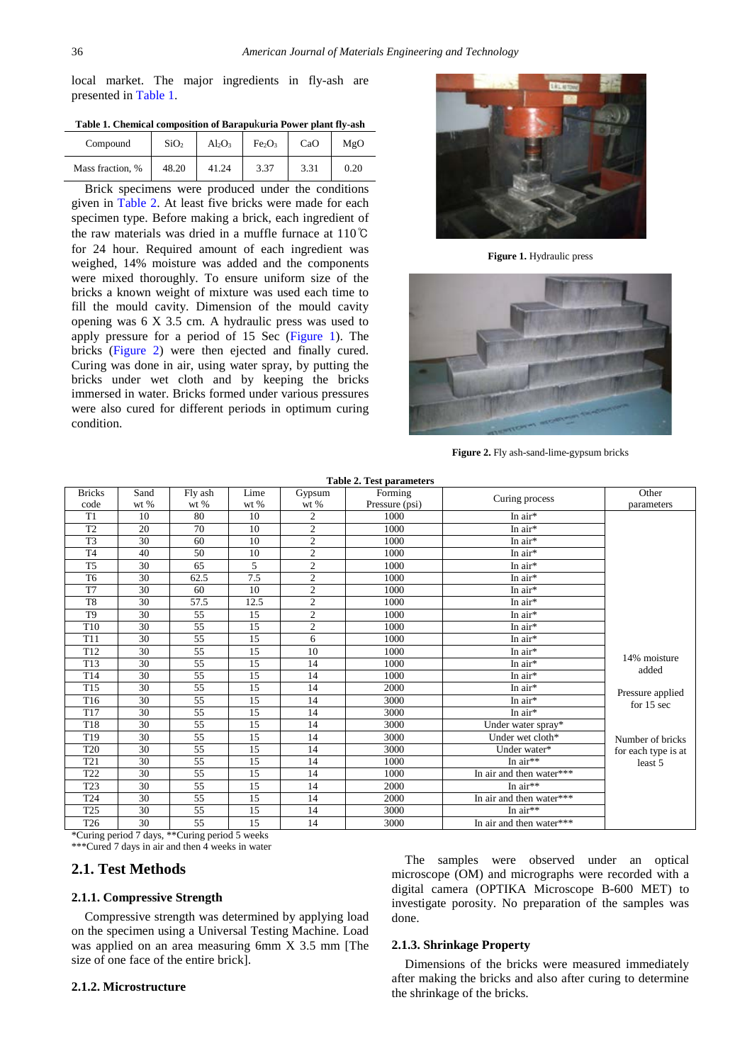local market. The major ingredients in fly-ash are presented in Table 1.

**Table 1. Chemical composition of Barapukuria Power plant fly-ash**

| Compound | $SiO_2$ | $Al_2O_3$ | $Fe_2O_3$ | CaO | MgO |
|---|---|---|---|---|---|
| Mass fraction, % | 48.20 | 41.24 | 3.37 | 3.31 | 0.20 |

Brick specimens were produced under the conditions given in Table 2. At least five bricks were made for each specimen type. Before making a brick, each ingredient of the raw materials was dried in a muffle furnace at 110℃ for 24 hour. Required amount of each ingredient was weighed, 14% moisture was added and the components were mixed thoroughly. To ensure uniform size of the bricks a known weight of mixture was used each time to fill the mould cavity. Dimension of the mould cavity opening was 6 X 3.5 cm. A hydraulic press was used to apply pressure for a period of 15 Sec (Figure 1). The bricks (Figure 2) were then ejected and finally cured. Curing was done in air, using water spray, by putting the bricks under wet cloth and by keeping the bricks immersed in water. Bricks formed under various pressures were also cured for different periods in optimum curing condition.

**Figure 1.** Hydraulic press

**Figure 2.** Fly ash-sand-lime-gypsum bricks

**Table 2. Test parameters**

| Bricks code | Sand wt % | Fly ash wt % | Lime wt % | Gypsum wt % | Forming Pressure (psi) | Curing process | Other parameters |
|---|---|---|---|---|---|---|---|
| T1 | 10 | 80 | 10 | 2 | 1000 | In air* | 14% moisture added<br>Pressure applied for 15 sec<br>Number of bricks for each type is at least 5 |
| T2 | 20 | 70 | 10 | 2 | 1000 | In air* | |
| T3 | 30 | 60 | 10 | 2 | 1000 | In air* | |
| T4 | 40 | 50 | 10 | 2 | 1000 | In air* | |
| T5 | 30 | 65 | 5 | 2 | 1000 | In air* | |
| T6 | 30 | 62.5 | 7.5 | 2 | 1000 | In air* | |
| T7 | 30 | 60 | 10 | 2 | 1000 | In air* | |
| T8 | 30 | 57.5 | 12.5 | 2 | 1000 | In air* | |
| T9 | 30 | 55 | 15 | 2 | 1000 | In air* | |
| T10 | 30 | 55 | 15 | 2 | 1000 | In air* | |
| T11 | 30 | 55 | 15 | 6 | 1000 | In air* | |
| T12 | 30 | 55 | 15 | 10 | 1000 | In air* | |
| T13 | 30 | 55 | 15 | 14 | 1000 | In air* | |
| T14 | 30 | 55 | 15 | 14 | 1000 | In air* | |
| T15 | 30 | 55 | 15 | 14 | 2000 | In air* | |
| T16 | 30 | 55 | 15 | 14 | 3000 | In air* | |
| T17 | 30 | 55 | 15 | 14 | 3000 | In air* | |
| T18 | 30 | 55 | 15 | 14 | 3000 | Under water spray* | |
| T19 | 30 | 55 | 15 | 14 | 3000 | Under wet cloth* | |
| T20 | 30 | 55 | 15 | 14 | 3000 | Under water* | |
| T21 | 30 | 55 | 15 | 14 | 1000 | In air** | |
| T22 | 30 | 55 | 15 | 14 | 1000 | In air and then water*** | |
| T23 | 30 | 55 | 15 | 14 | 2000 | In air** | |
| T24 | 30 | 55 | 15 | 14 | 2000 | In air and then water*** | |
| T25 | 30 | 55 | 15 | 14 | 3000 | In air** | |
| T26 | 30 | 55 | 15 | 14 | 3000 | In air and then water*** | |

*Curing period 7 days, **Curing period 5 weeks

***Cured 7 days in air and then 4 weeks in water

## 2.1. Test Methods

### 2.1.1. Compressive Strength

Compressive strength was determined by applying load on the specimen using a Universal Testing Machine. Load was applied on an area measuring 6mm X 3.5 mm [The size of one face of the entire brick].

### 2.1.2. Microstructure

The samples were observed under an optical microscope (OM) and micrographs were recorded with a digital camera (OPTIKA Microscope B-600 MET) to investigate porosity. No preparation of the samples was done.

### 2.1.3. Shrinkage Property

Dimensions of the bricks were measured immediately after making the bricks and also after curing to determine the shrinkage of the bricks.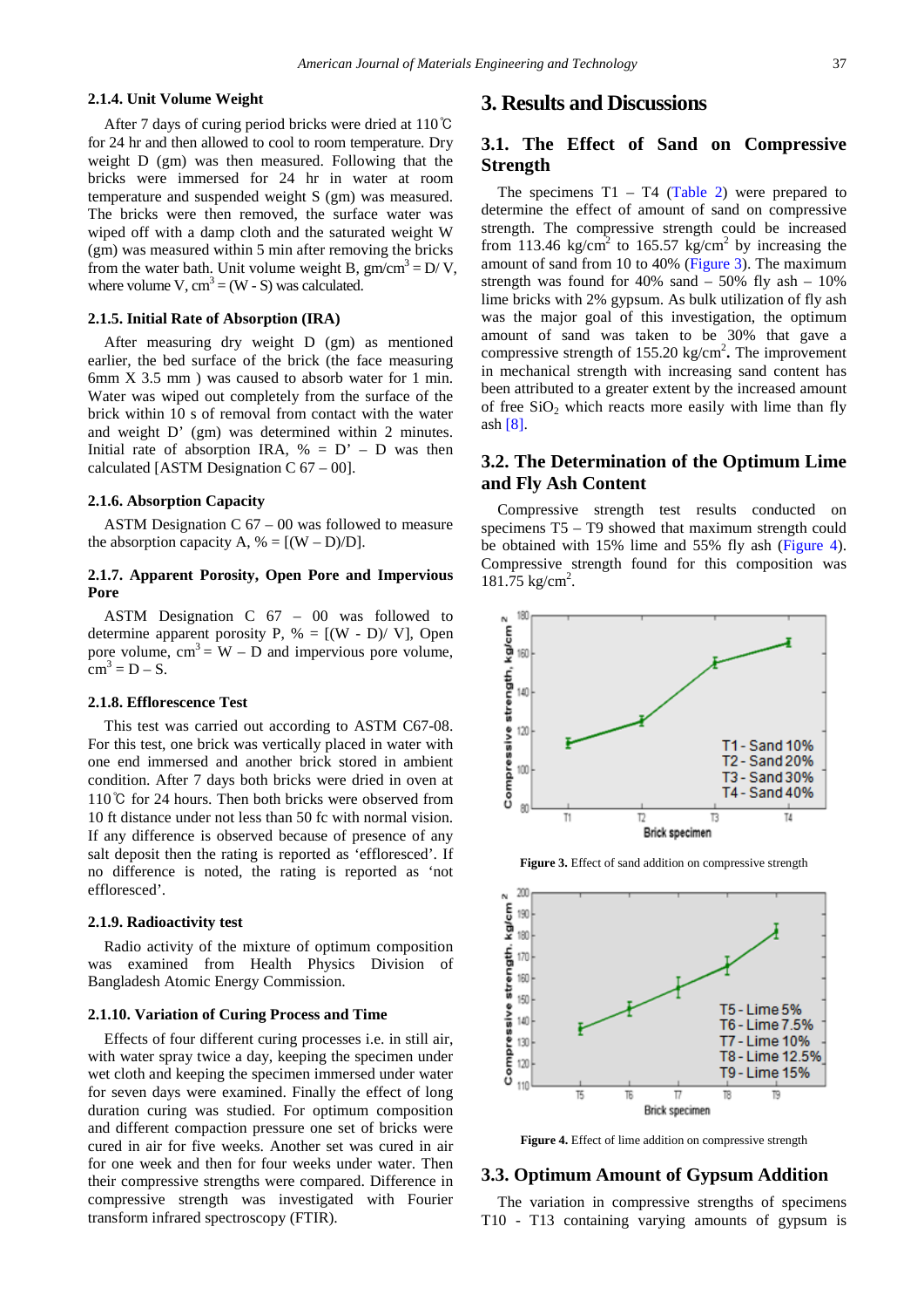#### 2.1.4. Unit Volume Weight

After 7 days of curing period bricks were dried at 110℃ for 24 hr and then allowed to cool to room temperature. Dry weight D (gm) was then measured. Following that the bricks were immersed for 24 hr in water at room temperature and suspended weight S (gm) was measured. The bricks were then removed, the surface water was wiped off with a damp cloth and the saturated weight W (gm) was measured within 5 min after removing the bricks from the water bath. Unit volume weight B, gm/cm$^3$ = D/ V, where volume V, cm$^3$ = (W - S) was calculated.

#### 2.1.5. Initial Rate of Absorption (IRA)

After measuring dry weight D (gm) as mentioned earlier, the bed surface of the brick (the face measuring 6mm X 3.5 mm ) was caused to absorb water for 1 min. Water was wiped out completely from the surface of the brick within 10 s of removal from contact with the water and weight D' (gm) was determined within 2 minutes. Initial rate of absorption IRA, % = D' – D was then calculated [ASTM Designation C 67 – 00].

#### 2.1.6. Absorption Capacity

ASTM Designation C 67 – 00 was followed to measure the absorption capacity A, % = [(W – D)/D].

#### 2.1.7. Apparent Porosity, Open Pore and Impervious Pore

ASTM Designation C 67 – 00 was followed to determine apparent porosity P, % = [(W - D)/ V], Open pore volume, cm$^3$ = W – D and impervious pore volume, cm$^3$ = D – S.

#### 2.1.8. Efflorescence Test

This test was carried out according to ASTM C67-08. For this test, one brick was vertically placed in water with one end immersed and another brick stored in ambient condition. After 7 days both bricks were dried in oven at 110℃ for 24 hours. Then both bricks were observed from 10 ft distance under not less than 50 fc with normal vision. If any difference is observed because of presence of any salt deposit then the rating is reported as 'effloresced'. If no difference is noted, the rating is reported as 'not effloresced'.

#### 2.1.9. Radioactivity test

Radio activity of the mixture of optimum composition was examined from Health Physics Division of Bangladesh Atomic Energy Commission.

#### 2.1.10. Variation of Curing Process and Time

Effects of four different curing processes i.e. in still air, with water spray twice a day, keeping the specimen under wet cloth and keeping the specimen immersed under water for seven days were examined. Finally the effect of long duration curing was studied. For optimum composition and different compaction pressure one set of bricks were cured in air for five weeks. Another set was cured in air for one week and then for four weeks under water. Then their compressive strengths were compared. Difference in compressive strength was investigated with Fourier transform infrared spectroscopy (FTIR).

# 3. Results and Discussions

## 3.1. The Effect of Sand on Compressive Strength

The specimens T1 – T4 (Table 2) were prepared to determine the effect of amount of sand on compressive strength. The compressive strength could be increased from 113.46 kg/cm$^2$ to 165.57 kg/cm$^2$ by increasing the amount of sand from 10 to 40% (Figure 3). The maximum strength was found for 40% sand – 50% fly ash – 10% lime bricks with 2% gypsum. As bulk utilization of fly ash was the major goal of this investigation, the optimum amount of sand was taken to be 30% that gave a compressive strength of 155.20 kg/cm$^2$. The improvement in mechanical strength with increasing sand content has been attributed to a greater extent by the increased amount of free $SiO_2$ which reacts more easily with lime than fly ash [8].

## 3.2. The Determination of the Optimum Lime and Fly Ash Content

Compressive strength test results conducted on specimens T5 – T9 showed that maximum strength could be obtained with 15% lime and 55% fly ash (Figure 4). Compressive strength found for this composition was 181.75 kg/cm$^2$.

**Figure 3.** Effect of sand addition on compressive strength

**Figure 4.** Effect of lime addition on compressive strength

## 3.3. Optimum Amount of Gypsum Addition

The variation in compressive strengths of specimens T10 - T13 containing varying amounts of gypsum is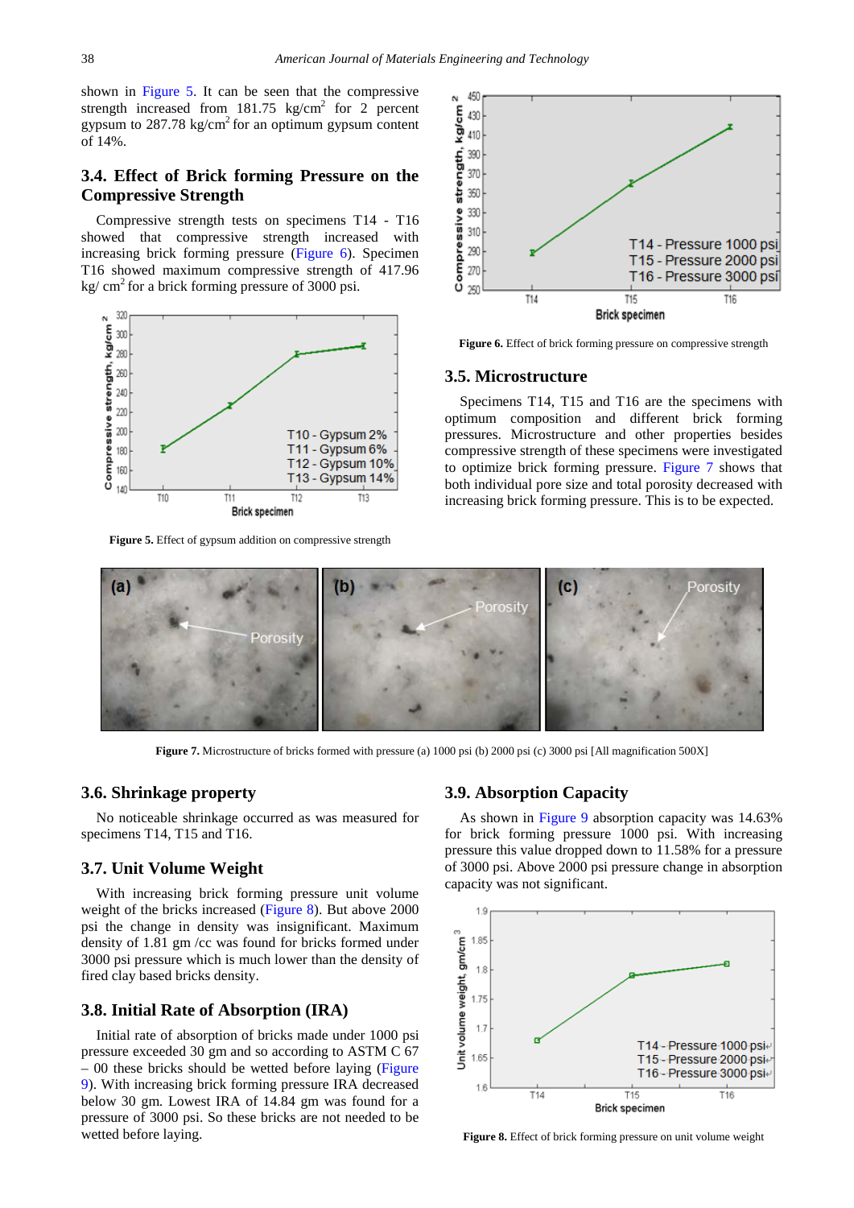shown in Figure 5. It can be seen that the compressive strength increased from 181.75 kg/cm$^2$ for 2 percent gypsum to 287.78 kg/cm$^2$ for an optimum gypsum content of 14%.

### 3.4. Effect of Brick forming Pressure on the Compressive Strength

Compressive strength tests on specimens T14 - T16 showed that compressive strength increased with increasing brick forming pressure (Figure 6). Specimen T16 showed maximum compressive strength of 417.96 kg/ cm$^2$ for a brick forming pressure of 3000 psi.

**Figure 5.** Effect of gypsum addition on compressive strength

**Figure 6.** Effect of brick forming pressure on compressive strength

### 3.5. Microstructure

Specimens T14, T15 and T16 are the specimens with optimum composition and different brick forming pressures. Microstructure and other properties besides compressive strength of these specimens were investigated to optimize brick forming pressure. Figure 7 shows that both individual pore size and total porosity decreased with increasing brick forming pressure. This is to be expected.

**Figure 7.** Microstructure of bricks formed with pressure (a) 1000 psi (b) 2000 psi (c) 3000 psi [All magnification 500X]

### 3.6. Shrinkage property

No noticeable shrinkage occurred as was measured for specimens T14, T15 and T16.

### 3.7. Unit Volume Weight

With increasing brick forming pressure unit volume weight of the bricks increased (Figure 8). But above 2000 psi the change in density was insignificant. Maximum density of 1.81 gm /cc was found for bricks formed under 3000 psi pressure which is much lower than the density of fired clay based bricks density.

### 3.8. Initial Rate of Absorption (IRA)

Initial rate of absorption of bricks made under 1000 psi pressure exceeded 30 gm and so according to ASTM C 67 – 00 these bricks should be wetted before laying (Figure 9). With increasing brick forming pressure IRA decreased below 30 gm. Lowest IRA of 14.84 gm was found for a pressure of 3000 psi. So these bricks are not needed to be wetted before laying.

### 3.9. Absorption Capacity

As shown in Figure 9 absorption capacity was 14.63% for brick forming pressure 1000 psi. With increasing pressure this value dropped down to 11.58% for a pressure of 3000 psi. Above 2000 psi pressure change in absorption capacity was not significant.

**Figure 8.** Effect of brick forming pressure on unit volume weight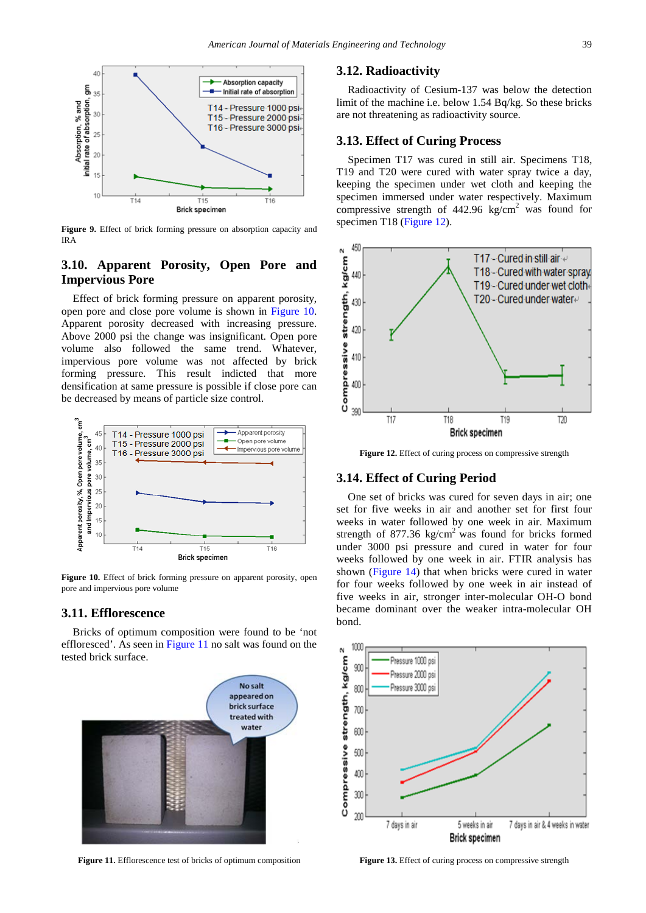Figure 9. Effect of brick forming pressure on absorption capacity and IRA

## 3.10. Apparent Porosity, Open Pore and Impervious Pore

Effect of brick forming pressure on apparent porosity, open pore and close pore volume is shown in Figure 10. Apparent porosity decreased with increasing pressure. Above 2000 psi the change was insignificant. Open pore volume also followed the same trend. Whatever, impervious pore volume was not affected by brick forming pressure. This result indicted that more densification at same pressure is possible if close pore can be decreased by means of particle size control.

Figure 10. Effect of brick forming pressure on apparent porosity, open pore and impervious pore volume

## 3.11. Efflorescence

Bricks of optimum composition were found to be 'not effloresced'. As seen in Figure 11 no salt was found on the tested brick surface.

Figure 11. Efflorescence test of bricks of optimum composition

## 3.12. Radioactivity

Radioactivity of Cesium-137 was below the detection limit of the machine i.e. below 1.54 Bq/kg. So these bricks are not threatening as radioactivity source.

## 3.13. Effect of Curing Process

Specimen T17 was cured in still air. Specimens T18, T19 and T20 were cured with water spray twice a day, keeping the specimen under wet cloth and keeping the specimen immersed under water respectively. Maximum compressive strength of 442.96 kg/cm$^2$ was found for specimen T18 (Figure 12).

Figure 12. Effect of curing process on compressive strength

## 3.14. Effect of Curing Period

One set of bricks was cured for seven days in air; one set for five weeks in air and another set for first four weeks in water followed by one week in air. Maximum strength of 877.36 kg/cm$^2$ was found for bricks formed under 3000 psi pressure and cured in water for four weeks followed by one week in air. FTIR analysis has shown (Figure 14) that when bricks were cured in water for four weeks followed by one week in air instead of five weeks in air, stronger inter-molecular OH-O bond became dominant over the weaker intra-molecular OH bond.

Figure 13. Effect of curing process on compressive strength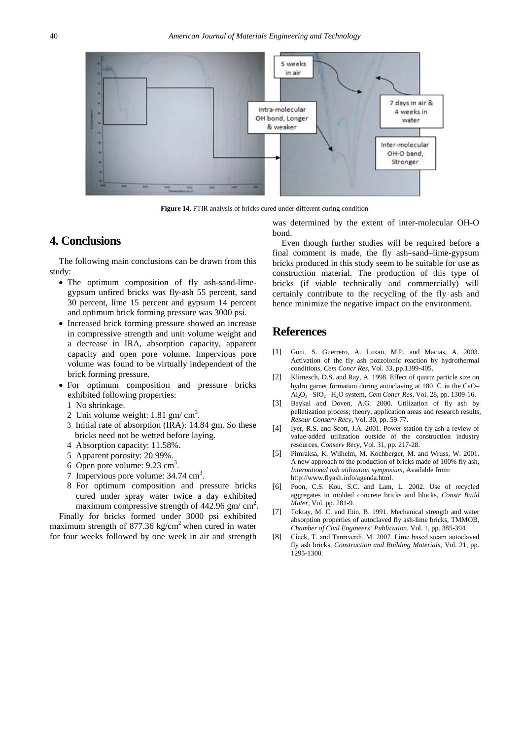5 weeks in air

7 days in air & 4 weeks in water

Intra-molecular OH bond, Longer & weaker

Inter-molecular OH-O band, Stronger

**Figure 14.** FTIR analysis of bricks cured under different curing condition

# 4. Conclusions

The following main conclusions can be drawn from this study:

- The optimum composition of fly ash-sand-lime-gypsum unfired bricks was fly-ash 55 percent, sand 30 percent, lime 15 percent and gypsum 14 percent and optimum brick forming pressure was 3000 psi.
- Increased brick forming pressure showed an increase in compressive strength and unit volume weight and a decrease in IRA, absorption capacity, apparent capacity and open pore volume. Impervious pore volume was found to be virtually independent of the brick forming pressure.
- For optimum composition and pressure bricks exhibited following properties:
  1. No shrinkage.
  2. Unit volume weight: 1.81 gm/ $cm^3$.
  3. Initial rate of absorption (IRA): 14.84 gm. So these bricks need not be wetted before laying.
  4. Absorption capacity: 11.58%.
  5. Apparent porosity: 20.99%.
  6. Open pore volume: 9.23 $cm^3$.
  7. Impervious pore volume: 34.74 $cm^3$.
  8. For optimum composition and pressure bricks cured under spray water twice a day exhibited maximum compressive strength of 442.96 gm/ $cm^2$.

Finally for bricks formed under 3000 psi exhibited maximum strength of 877.36 kg/$cm^2$ when cured in water for four weeks followed by one week in air and strength was determined by the extent of inter-molecular OH-O bond.

Even though further studies will be required before a final comment is made, the fly ash–sand–lime-gypsum bricks produced in this study seem to be suitable for use as construction material. The production of this type of bricks (if viable technically and commercially) will certainly contribute to the recycling of the fly ash and hence minimize the negative impact on the environment.

# References

[1] Goni, S. Guerrero, A. Luxan, M.P. and Macias, A. 2003. Activation of the fly ash pozzolonic reaction by hydrothermal conditions, *Cem Concr Res*, Vol. 33, pp.1399-405.

[2] Klimesch, D.S. and Ray, A. 1998. Effect of quartz particle size on hydro garnet formation during autoclaving at 180 ℃ in the CaO–$Al_2O_3$ –$SiO_2$ –$H_2O$ system, *Cem Concr Res*, Vol. 28, pp. 1309-16.

[3] Baykal and Doven, A.G. 2000. Utilization of fly ash by pelletization process; theory, application areas and research results, *Resour Conserv Recy*, Vol. 30, pp. 59-77.

[4] Iyer, R.S. and Scott, J.A. 2001. Power station fly ash-a review of value-added utilization outside of the construction industry resources, *Conserv Recy*, Vol. 31, pp. 217-28.

[5] Pimraksa, K. Wilhelm, M. Kochberger, M. and Wruss, W. 2001. A new approach to the production of bricks made of 100% fly ash, *International ash utilization symposium*, Available from: http://www.flyash.info/agenda.html.

[6] Poon, C.S. Kou, S.C. and Lam, L. 2002. Use of recycled aggregates in molded concrete bricks and blocks, *Constr Build Mater*, Vol. pp. 281-9.

[7] Toktay, M. C. and Etin, B. 1991. Mechanical strength and water absorption properties of autoclaved fly ash-lime bricks, TMMOB, *Chamber of Civil Engineers' Publication*, Vol. 1, pp. 385-394.

[8] Cicek, T. and Tanrıverdi, M. 2007. Lime based steam autoclaved fly ash bricks, *Construction and Building Materials*, Vol. 21, pp. 1295-1300.